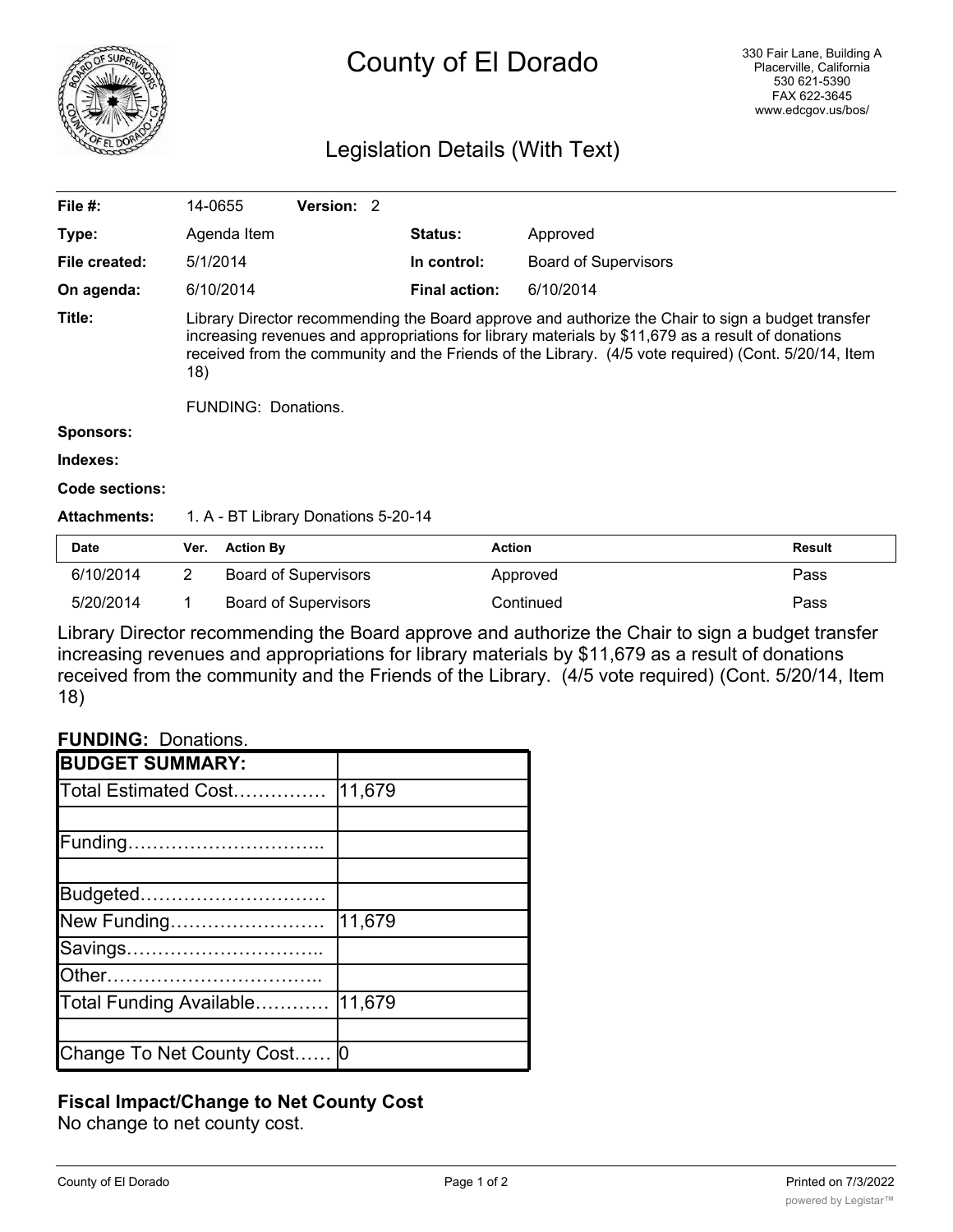# County of El Dorado

330 Fair Lane, Building A
Placerville, California
530 621-5390
FAX 622-3645
www.edcgov.us/bos/

## Legislation Details (With Text)

| | | | |
|---|---|---|---|
| **File #:** | 14-0655 **Version:** 2 | | |
| **Type:** | Agenda Item | **Status:** | Approved |
| **File created:** | 5/1/2014 | **In control:** | Board of Supervisors |
| **On agenda:** | 6/10/2014 | **Final action:** | 6/10/2014 |

**Title:** Library Director recommending the Board approve and authorize the Chair to sign a budget transfer increasing revenues and appropriations for library materials by $11,679 as a result of donations received from the community and the Friends of the Library. (4/5 vote required) (Cont. 5/20/14, Item 18)

FUNDING: Donations.

**Sponsors:**

**Indexes:**

**Code sections:**

**Attachments:** 1. A - BT Library Donations 5-20-14

| Date | Ver. | Action By | Action | Result |
|---|---|---|---|---|
| 6/10/2014 | 2 | Board of Supervisors | Approved | Pass |
| 5/20/2014 | 1 | Board of Supervisors | Continued | Pass |

Library Director recommending the Board approve and authorize the Chair to sign a budget transfer increasing revenues and appropriations for library materials by $11,679 as a result of donations received from the community and the Friends of the Library. (4/5 vote required) (Cont. 5/20/14, Item 18)

**FUNDING:** Donations.

| **BUDGET SUMMARY:** | |
|---|---|
| Total Estimated Cost…………… | 11,679 |
| | |
| Funding………………………….. | |
| | |
| Budgeted………………………… | |
| New Funding……………………. | 11,679 |
| Savings………………………….. | |
| Other…………………………….. | |
| Total Funding Available………… | 11,679 |
| | |
| Change To Net County Cost…… | 0 |

**Fiscal Impact/Change to Net County Cost**

No change to net county cost.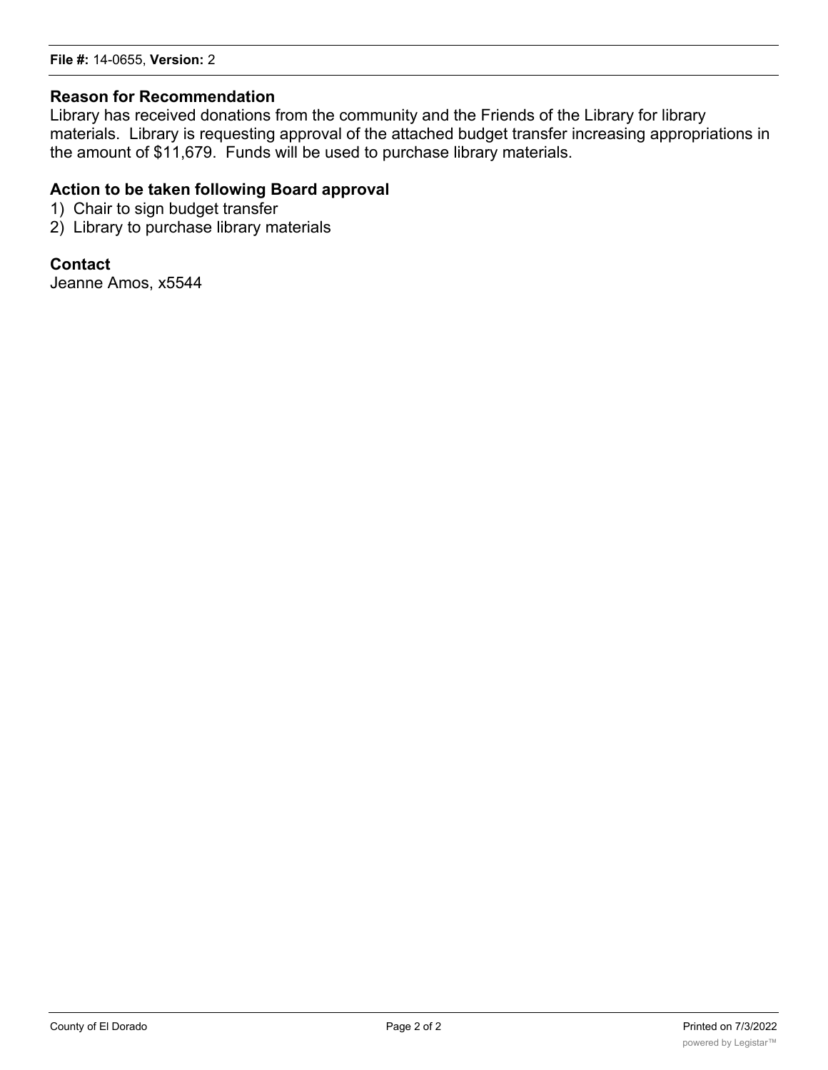**File #:** 14-0655, **Version:** 2

## Reason for Recommendation

Library has received donations from the community and the Friends of the Library for library materials. Library is requesting approval of the attached budget transfer increasing appropriations in the amount of $11,679. Funds will be used to purchase library materials.

## Action to be taken following Board approval

1) Chair to sign budget transfer
2) Library to purchase library materials

## Contact

Jeanne Amos, x5544